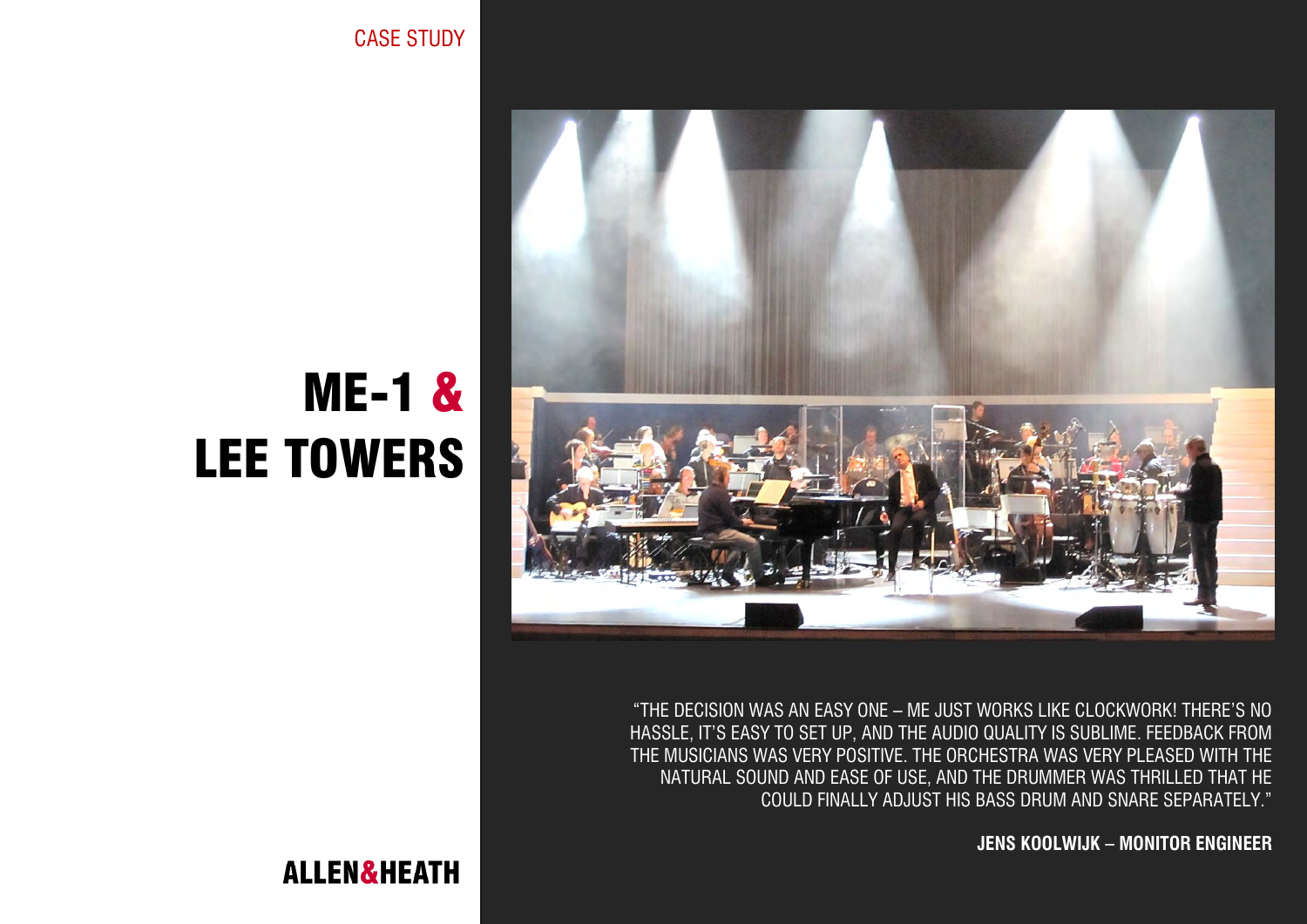CASE STUDY

# ME-1 & LEE TOWERS

"THE DECISION WAS AN EASY ONE – ME JUST WORKS LIKE CLOCKWORK! THERE'S NO HASSLE, IT'S EASY TO SET UP, AND THE AUDIO QUALITY IS SUBLIME. FEEDBACK FROM THE MUSICIANS WAS VERY POSITIVE. THE ORCHESTRA WAS VERY PLEASED WITH THE NATURAL SOUND AND EASE OF USE, AND THE DRUMMER WAS THRILLED THAT HE COULD FINALLY ADJUST HIS BASS DRUM AND SNARE SEPARATELY."

**JENS KOOLWIJK – MONITOR ENGINEER**

**ALLEN&HEATH**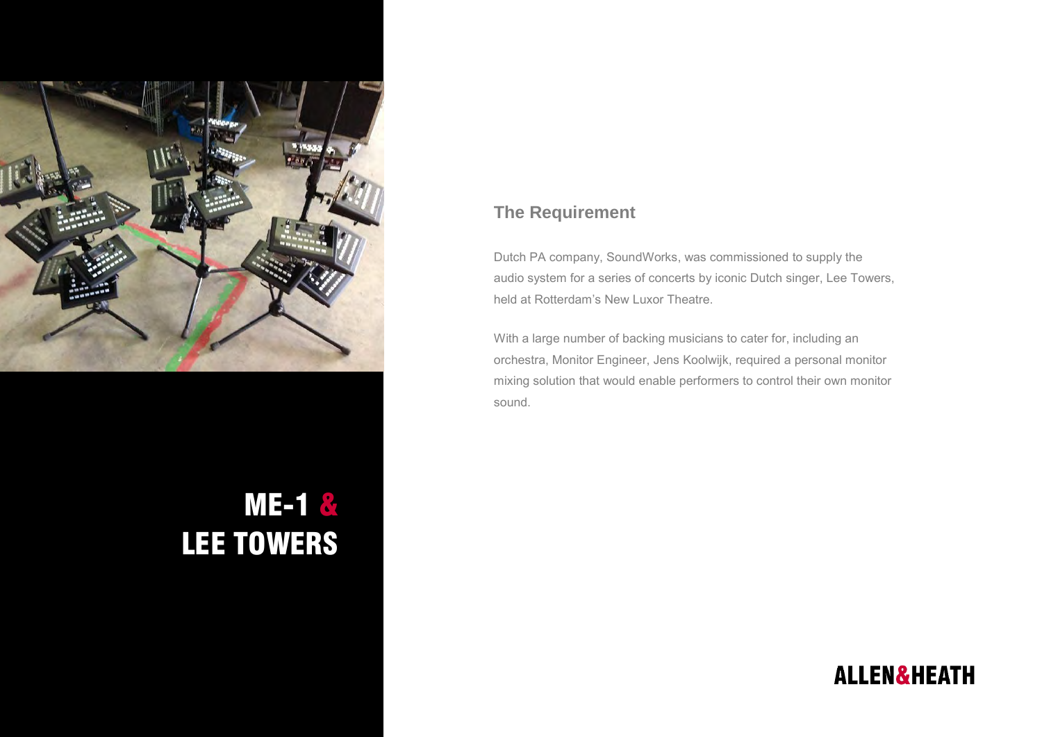# ME-1 & LEE TOWERS

## The Requirement

Dutch PA company, SoundWorks, was commissioned to supply the audio system for a series of concerts by iconic Dutch singer, Lee Towers, held at Rotterdam's New Luxor Theatre.

With a large number of backing musicians to cater for, including an orchestra, Monitor Engineer, Jens Koolwijk, required a personal monitor mixing solution that would enable performers to control their own monitor sound.

ALLEN&HEATH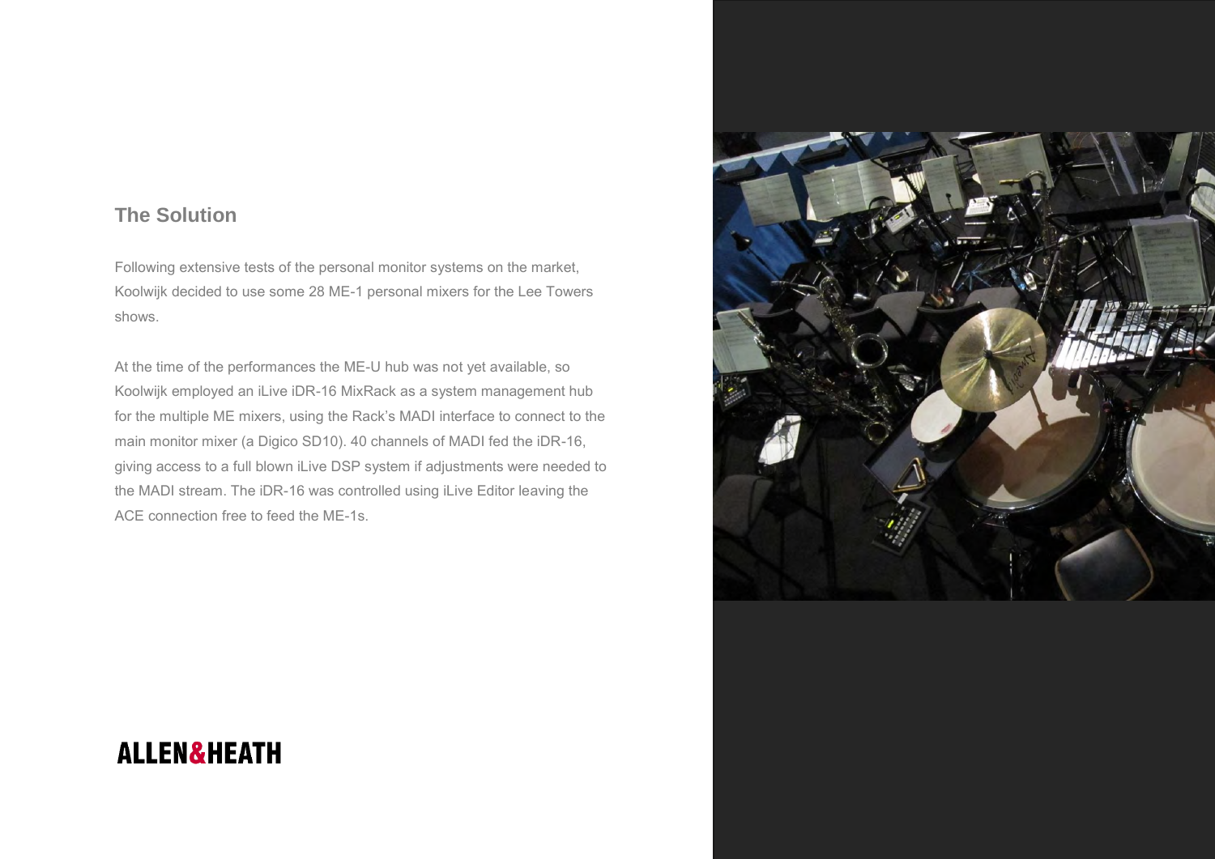## The Solution

Following extensive tests of the personal monitor systems on the market, Koolwijk decided to use some 28 ME-1 personal mixers for the Lee Towers shows.

At the time of the performances the ME-U hub was not yet available, so Koolwijk employed an iLive iDR-16 MixRack as a system management hub for the multiple ME mixers, using the Rack's MADI interface to connect to the main monitor mixer (a Digico SD10). 40 channels of MADI fed the iDR-16, giving access to a full blown iLive DSP system if adjustments were needed to the MADI stream. The iDR-16 was controlled using iLive Editor leaving the ACE connection free to feed the ME-1s.

ALLEN&HEATH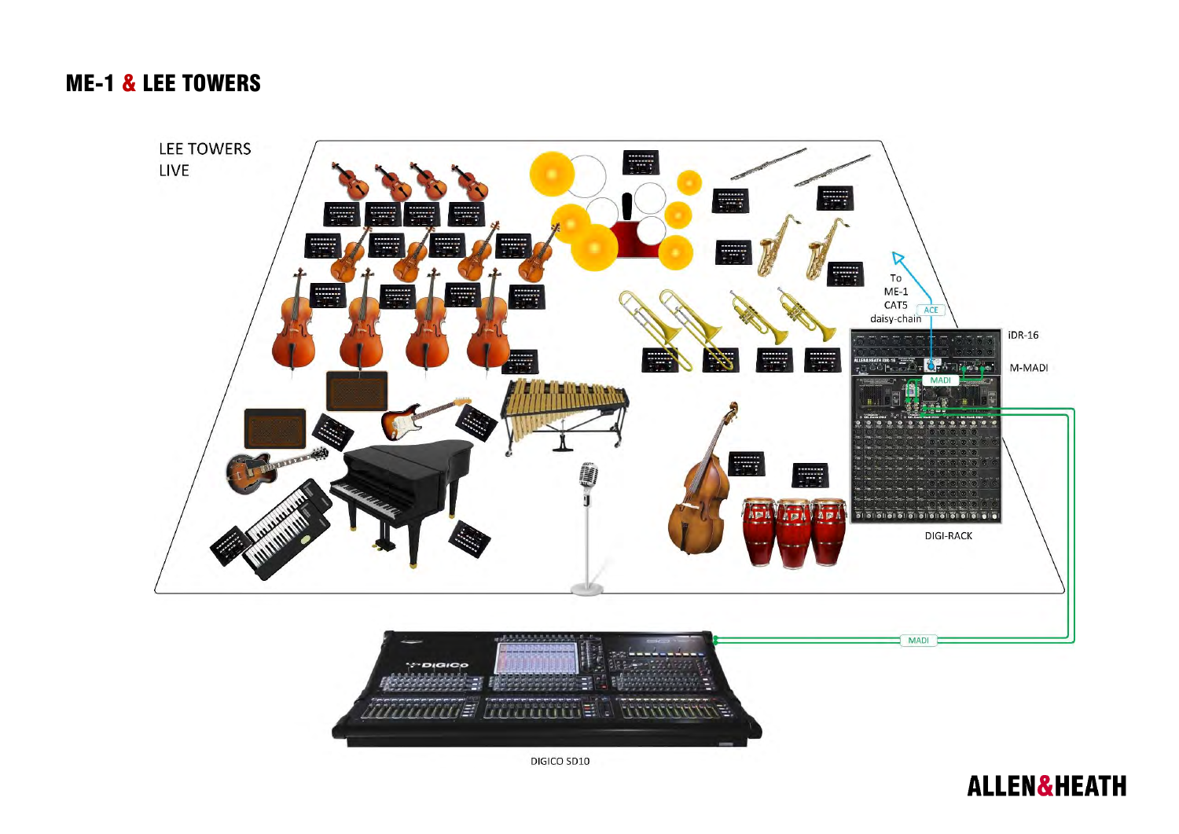# ME-1 & LEE TOWERS

LEE TOWERS
LIVE

To
ME-1
CAT5
daisy-chain

ACE

iDR-16

M-MADI

MADI

DIGI-RACK

MADI

DIGICO SD10

ALLEN&HEATH